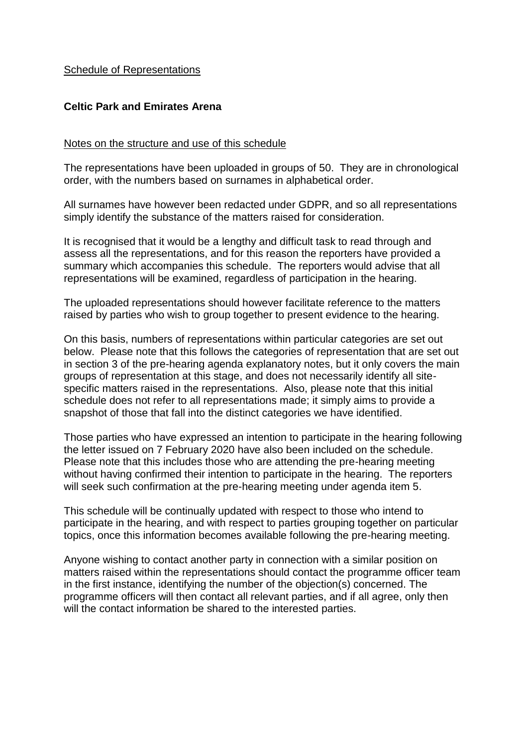Schedule of Representations

**Celtic Park and Emirates Arena**

Notes on the structure and use of this schedule

The representations have been uploaded in groups of 50. They are in chronological order, with the numbers based on surnames in alphabetical order.

All surnames have however been redacted under GDPR, and so all representations simply identify the substance of the matters raised for consideration.

It is recognised that it would be a lengthy and difficult task to read through and assess all the representations, and for this reason the reporters have provided a summary which accompanies this schedule. The reporters would advise that all representations will be examined, regardless of participation in the hearing.

The uploaded representations should however facilitate reference to the matters raised by parties who wish to group together to present evidence to the hearing.

On this basis, numbers of representations within particular categories are set out below. Please note that this follows the categories of representation that are set out in section 3 of the pre-hearing agenda explanatory notes, but it only covers the main groups of representation at this stage, and does not necessarily identify all site-specific matters raised in the representations. Also, please note that this initial schedule does not refer to all representations made; it simply aims to provide a snapshot of those that fall into the distinct categories we have identified.

Those parties who have expressed an intention to participate in the hearing following the letter issued on 7 February 2020 have also been included on the schedule. Please note that this includes those who are attending the pre-hearing meeting without having confirmed their intention to participate in the hearing. The reporters will seek such confirmation at the pre-hearing meeting under agenda item 5.

This schedule will be continually updated with respect to those who intend to participate in the hearing, and with respect to parties grouping together on particular topics, once this information becomes available following the pre-hearing meeting.

Anyone wishing to contact another party in connection with a similar position on matters raised within the representations should contact the programme officer team in the first instance, identifying the number of the objection(s) concerned. The programme officers will then contact all relevant parties, and if all agree, only then will the contact information be shared to the interested parties.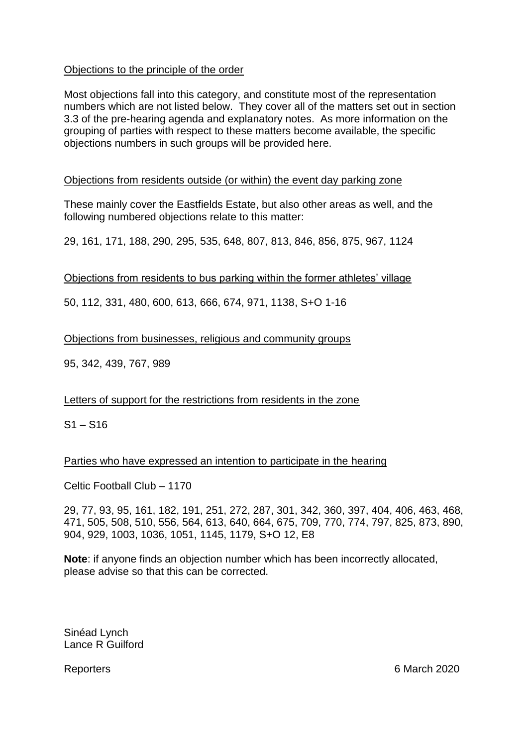Objections to the principle of the order

Most objections fall into this category, and constitute most of the representation numbers which are not listed below. They cover all of the matters set out in section 3.3 of the pre-hearing agenda and explanatory notes. As more information on the grouping of parties with respect to these matters become available, the specific objections numbers in such groups will be provided here.

Objections from residents outside (or within) the event day parking zone

These mainly cover the Eastfields Estate, but also other areas as well, and the following numbered objections relate to this matter:

29, 161, 171, 188, 290, 295, 535, 648, 807, 813, 846, 856, 875, 967, 1124

Objections from residents to bus parking within the former athletes' village

50, 112, 331, 480, 600, 613, 666, 674, 971, 1138, S+O 1-16

Objections from businesses, religious and community groups

95, 342, 439, 767, 989

Letters of support for the restrictions from residents in the zone

S1 – S16

Parties who have expressed an intention to participate in the hearing

Celtic Football Club – 1170

29, 77, 93, 95, 161, 182, 191, 251, 272, 287, 301, 342, 360, 397, 404, 406, 463, 468, 471, 505, 508, 510, 556, 564, 613, 640, 664, 675, 709, 770, 774, 797, 825, 873, 890, 904, 929, 1003, 1036, 1051, 1145, 1179, S+O 12, E8

**Note**: if anyone finds an objection number which has been incorrectly allocated, please advise so that this can be corrected.

Sinéad Lynch
Lance R Guilford

Reporters

6 March 2020